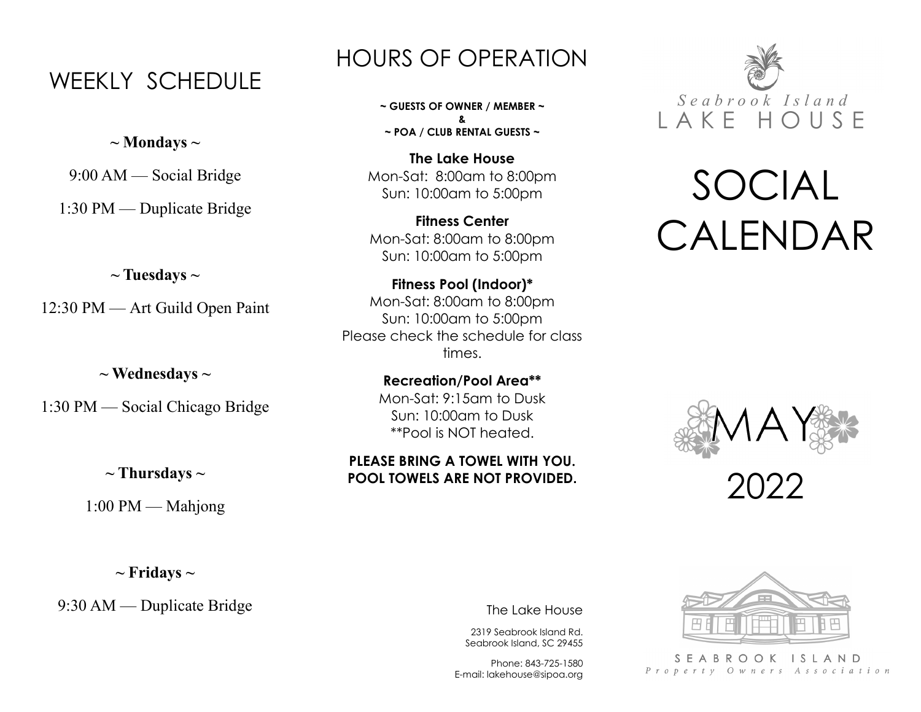# WEEKLY SCHEDULE

**~ Mondays ~**

9:00 AM — Social Bridge

1:30 PM — Duplicate Bridge

**~ Tuesdays ~**

12:30 PM — Art Guild Open Paint

**~ Wednesdays ~**

1:30 PM — Social Chicago Bridge

**~ Thursdays ~**

1:00 PM — Mahjong

**~ Fridays ~**

9:30 AM — Duplicate Bridge

# HOURS OF OPERATION

**~ GUESTS OF OWNER / MEMBER ~**
**&**
**~ POA / CLUB RENTAL GUESTS ~**

**The Lake House**
Mon-Sat: 8:00am to 8:00pm
Sun: 10:00am to 5:00pm

**Fitness Center**
Mon-Sat: 8:00am to 8:00pm
Sun: 10:00am to 5:00pm

**Fitness Pool (Indoor)***
Mon-Sat: 8:00am to 8:00pm
Sun: 10:00am to 5:00pm
Please check the schedule for class times.

**Recreation/Pool Area****
Mon-Sat: 9:15am to Dusk
Sun: 10:00am to Dusk
**Pool is NOT heated.

**PLEASE BRING A TOWEL WITH YOU. POOL TOWELS ARE NOT PROVIDED.**

The Lake House

2319 Seabrook Island Rd.
Seabrook Island, SC 29455

Phone: 843-725-1580
E-mail: lakehouse@sipoa.org

Seabrook Island
LAKE HOUSE

# SOCIAL CALENDAR

## MAY 2022

SEABROOK ISLAND
*Property Owners Association*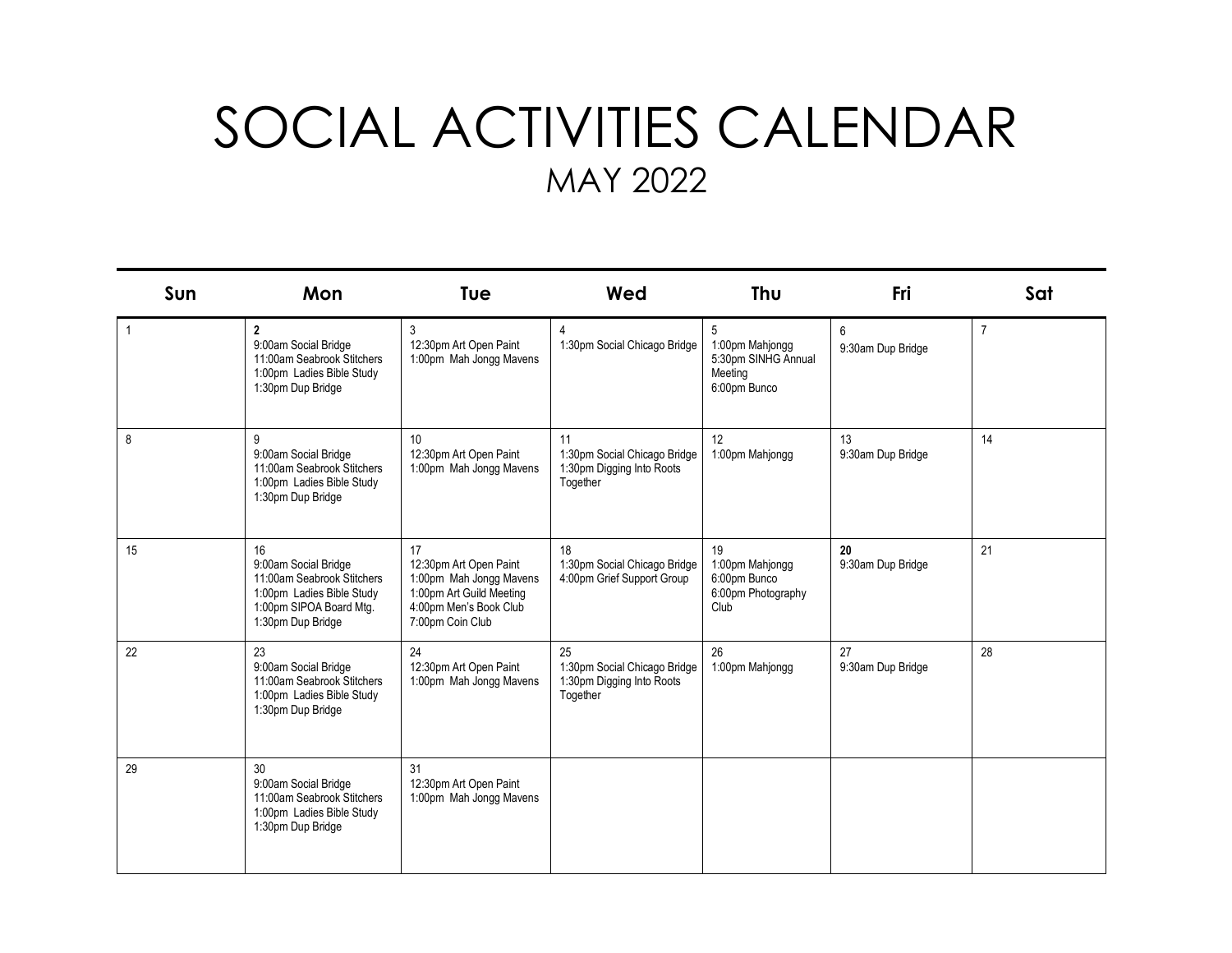# SOCIAL ACTIVITIES CALENDAR

## MAY 2022

| Sun | Mon | Tue | Wed | Thu | Fri | Sat |
|---|---|---|---|---|---|---|
| 1 | **2**<br>9:00am Social Bridge<br>11:00am Seabrook Stitchers<br>1:00pm Ladies Bible Study<br>1:30pm Dup Bridge | 3<br>12:30pm Art Open Paint<br>1:00pm Mah Jongg Mavens | 4<br>1:30pm Social Chicago Bridge | 5<br>1:00pm Mahjongg<br>5:30pm SINHG Annual Meeting<br>6:00pm Bunco | 6<br>9:30am Dup Bridge | 7 |
| 8 | 9<br>9:00am Social Bridge<br>11:00am Seabrook Stitchers<br>1:00pm Ladies Bible Study<br>1:30pm Dup Bridge | 10<br>12:30pm Art Open Paint<br>1:00pm Mah Jongg Mavens | 11<br>1:30pm Social Chicago Bridge<br>1:30pm Digging Into Roots Together | 12<br>1:00pm Mahjongg | 13<br>9:30am Dup Bridge | 14 |
| 15 | 16<br>9:00am Social Bridge<br>11:00am Seabrook Stitchers<br>1:00pm Ladies Bible Study<br>1:00pm SIPOA Board Mtg.<br>1:30pm Dup Bridge | 17<br>12:30pm Art Open Paint<br>1:00pm Mah Jongg Mavens<br>1:00pm Art Guild Meeting<br>4:00pm Men's Book Club<br>7:00pm Coin Club | 18<br>1:30pm Social Chicago Bridge<br>4:00pm Grief Support Group | 19<br>1:00pm Mahjongg<br>6:00pm Bunco<br>6:00pm Photography Club | **20**<br>9:30am Dup Bridge | 21 |
| 22 | 23<br>9:00am Social Bridge<br>11:00am Seabrook Stitchers<br>1:00pm Ladies Bible Study<br>1:30pm Dup Bridge | 24<br>12:30pm Art Open Paint<br>1:00pm Mah Jongg Mavens | 25<br>1:30pm Social Chicago Bridge<br>1:30pm Digging Into Roots Together | 26<br>1:00pm Mahjongg | 27<br>9:30am Dup Bridge | 28 |
| 29 | 30<br>9:00am Social Bridge<br>11:00am Seabrook Stitchers<br>1:00pm Ladies Bible Study<br>1:30pm Dup Bridge | 31<br>12:30pm Art Open Paint<br>1:00pm Mah Jongg Mavens | | | | |